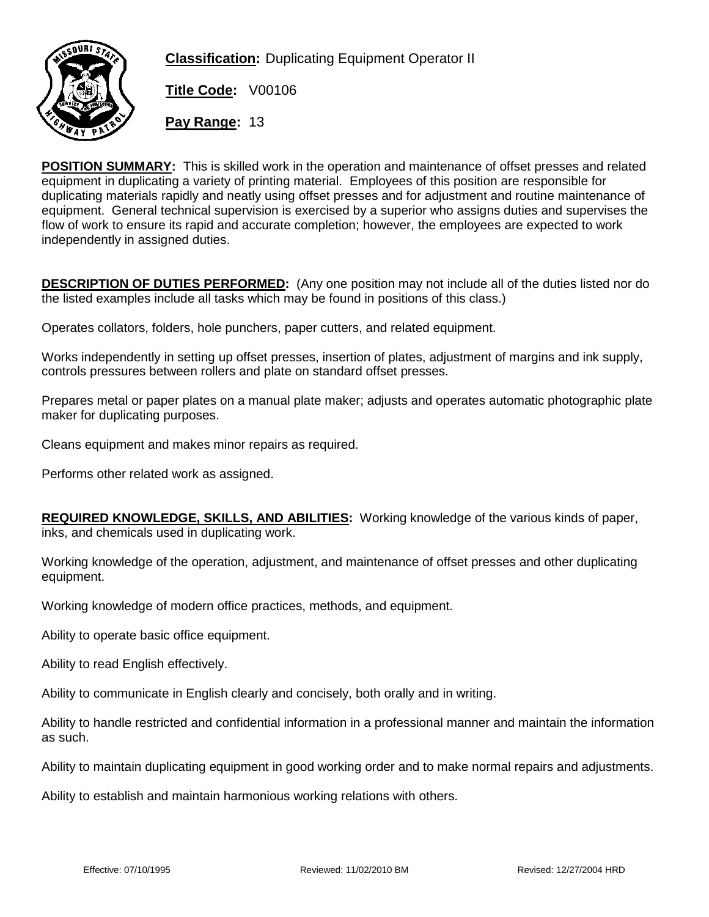**Classification:** Duplicating Equipment Operator II

**Title Code:** V00106

**Pay Range:** 13

**POSITION SUMMARY:** This is skilled work in the operation and maintenance of offset presses and related equipment in duplicating a variety of printing material. Employees of this position are responsible for duplicating materials rapidly and neatly using offset presses and for adjustment and routine maintenance of equipment. General technical supervision is exercised by a superior who assigns duties and supervises the flow of work to ensure its rapid and accurate completion; however, the employees are expected to work independently in assigned duties.

**DESCRIPTION OF DUTIES PERFORMED:** (Any one position may not include all of the duties listed nor do the listed examples include all tasks which may be found in positions of this class.)

Operates collators, folders, hole punchers, paper cutters, and related equipment.

Works independently in setting up offset presses, insertion of plates, adjustment of margins and ink supply, controls pressures between rollers and plate on standard offset presses.

Prepares metal or paper plates on a manual plate maker; adjusts and operates automatic photographic plate maker for duplicating purposes.

Cleans equipment and makes minor repairs as required.

Performs other related work as assigned.

**REQUIRED KNOWLEDGE, SKILLS, AND ABILITIES:** Working knowledge of the various kinds of paper, inks, and chemicals used in duplicating work.

Working knowledge of the operation, adjustment, and maintenance of offset presses and other duplicating equipment.

Working knowledge of modern office practices, methods, and equipment.

Ability to operate basic office equipment.

Ability to read English effectively.

Ability to communicate in English clearly and concisely, both orally and in writing.

Ability to handle restricted and confidential information in a professional manner and maintain the information as such.

Ability to maintain duplicating equipment in good working order and to make normal repairs and adjustments.

Ability to establish and maintain harmonious working relations with others.

Effective: 07/10/1995 Reviewed: 11/02/2010 BM Revised: 12/27/2004 HRD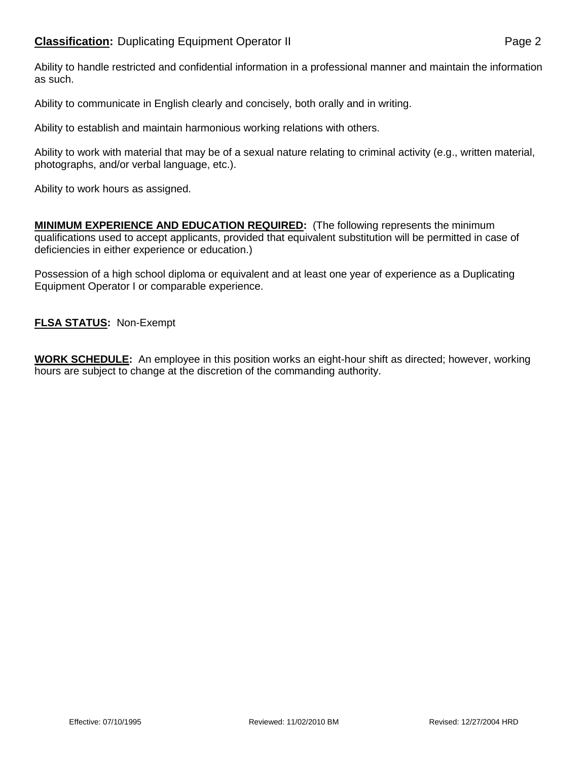Ability to handle restricted and confidential information in a professional manner and maintain the information as such.

Ability to communicate in English clearly and concisely, both orally and in writing.

Ability to establish and maintain harmonious working relations with others.

Ability to work with material that may be of a sexual nature relating to criminal activity (e.g., written material, photographs, and/or verbal language, etc.).

Ability to work hours as assigned.

**MINIMUM EXPERIENCE AND EDUCATION REQUIRED:** (The following represents the minimum qualifications used to accept applicants, provided that equivalent substitution will be permitted in case of deficiencies in either experience or education.)

Possession of a high school diploma or equivalent and at least one year of experience as a Duplicating Equipment Operator I or comparable experience.

**FLSA STATUS:** Non-Exempt

**WORK SCHEDULE:** An employee in this position works an eight-hour shift as directed; however, working hours are subject to change at the discretion of the commanding authority.

Effective: 07/10/1995 Reviewed: 11/02/2010 BM Revised: 12/27/2004 HRD